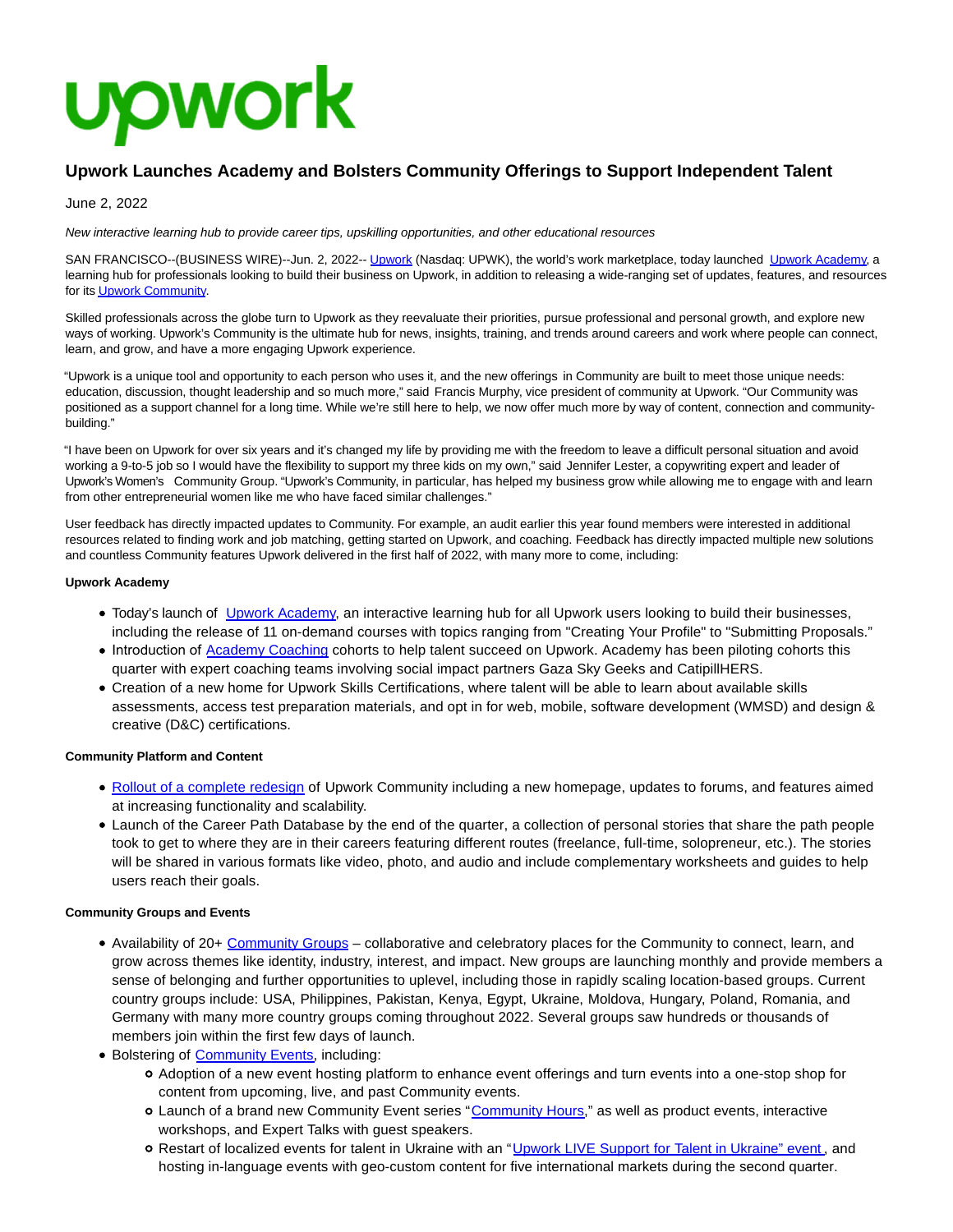# Upwork Launches Academy and Bolsters Community Offerings to Support Independent Talent

June 2, 2022

*New interactive learning hub to provide career tips, upskilling opportunities, and other educational resources*

SAN FRANCISCO--(BUSINESS WIRE)--Jun. 2, 2022-- Upwork (Nasdaq: UPWK), the world's work marketplace, today launched Upwork Academy, a learning hub for professionals looking to build their business on Upwork, in addition to releasing a wide-ranging set of updates, features, and resources for its Upwork Community.

Skilled professionals across the globe turn to Upwork as they reevaluate their priorities, pursue professional and personal growth, and explore new ways of working. Upwork's Community is the ultimate hub for news, insights, training, and trends around careers and work where people can connect, learn, and grow, and have a more engaging Upwork experience.

"Upwork is a unique tool and opportunity to each person who uses it, and the new offerings in Community are built to meet those unique needs: education, discussion, thought leadership and so much more," said Francis Murphy, vice president of community at Upwork. "Our Community was positioned as a support channel for a long time. While we're still here to help, we now offer much more by way of content, connection and community-building."

"I have been on Upwork for over six years and it's changed my life by providing me with the freedom to leave a difficult personal situation and avoid working a 9-to-5 job so I would have the flexibility to support my three kids on my own," said Jennifer Lester, a copywriting expert and leader of Upwork's Women's Community Group. "Upwork's Community, in particular, has helped my business grow while allowing me to engage with and learn from other entrepreneurial women like me who have faced similar challenges."

User feedback has directly impacted updates to Community. For example, an audit earlier this year found members were interested in additional resources related to finding work and job matching, getting started on Upwork, and coaching. Feedback has directly impacted multiple new solutions and countless Community features Upwork delivered in the first half of 2022, with many more to come, including:

**Upwork Academy**

- Today's launch of Upwork Academy, an interactive learning hub for all Upwork users looking to build their businesses, including the release of 11 on-demand courses with topics ranging from "Creating Your Profile" to "Submitting Proposals."
- Introduction of Academy Coaching cohorts to help talent succeed on Upwork. Academy has been piloting cohorts this quarter with expert coaching teams involving social impact partners Gaza Sky Geeks and CatipillHERS.
- Creation of a new home for Upwork Skills Certifications, where talent will be able to learn about available skills assessments, access test preparation materials, and opt in for web, mobile, software development (WMSD) and design & creative (D&C) certifications.

**Community Platform and Content**

- Rollout of a complete redesign of Upwork Community including a new homepage, updates to forums, and features aimed at increasing functionality and scalability.
- Launch of the Career Path Database by the end of the quarter, a collection of personal stories that share the path people took to get to where they are in their careers featuring different routes (freelance, full-time, solopreneur, etc.). The stories will be shared in various formats like video, photo, and audio and include complementary worksheets and guides to help users reach their goals.

**Community Groups and Events**

- Availability of 20+ Community Groups – collaborative and celebratory places for the Community to connect, learn, and grow across themes like identity, industry, interest, and impact. New groups are launching monthly and provide members a sense of belonging and further opportunities to uplevel, including those in rapidly scaling location-based groups. Current country groups include: USA, Philippines, Pakistan, Kenya, Egypt, Ukraine, Moldova, Hungary, Poland, Romania, and Germany with many more country groups coming throughout 2022. Several groups saw hundreds or thousands of members join within the first few days of launch.
- Bolstering of Community Events, including:
  - Adoption of a new event hosting platform to enhance event offerings and turn events into a one-stop shop for content from upcoming, live, and past Community events.
  - Launch of a brand new Community Event series "Community Hours," as well as product events, interactive workshops, and Expert Talks with guest speakers.
  - Restart of localized events for talent in Ukraine with an "Upwork LIVE Support for Talent in Ukraine" event, and hosting in-language events with geo-custom content for five international markets during the second quarter.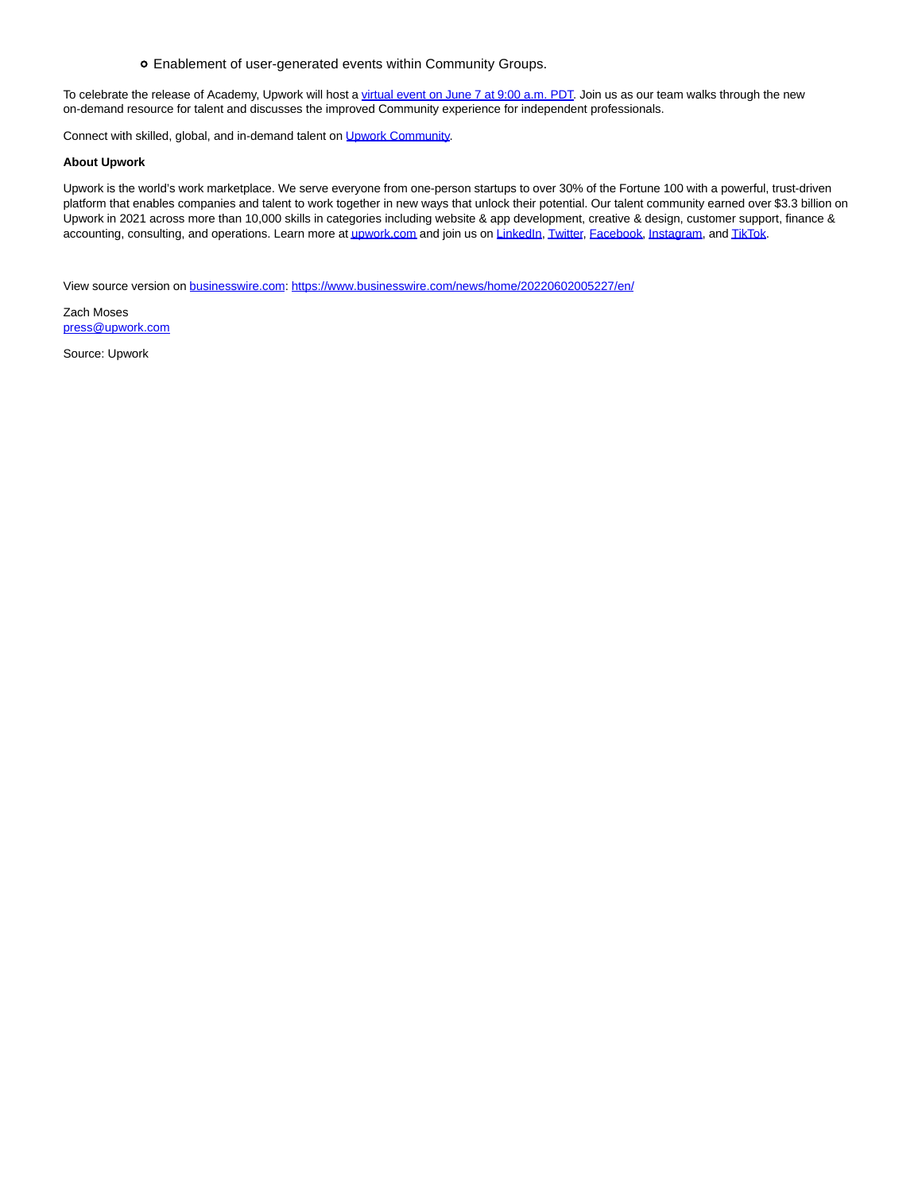- Enablement of user-generated events within Community Groups.

To celebrate the release of Academy, Upwork will host a virtual event on June 7 at 9:00 a.m. PDT. Join us as our team walks through the new on-demand resource for talent and discusses the improved Community experience for independent professionals.

Connect with skilled, global, and in-demand talent on Upwork Community.

**About Upwork**

Upwork is the world's work marketplace. We serve everyone from one-person startups to over 30% of the Fortune 100 with a powerful, trust-driven platform that enables companies and talent to work together in new ways that unlock their potential. Our talent community earned over $3.3 billion on Upwork in 2021 across more than 10,000 skills in categories including website & app development, creative & design, customer support, finance & accounting, consulting, and operations. Learn more at upwork.com and join us on LinkedIn, Twitter, Facebook, Instagram, and TikTok.

View source version on businesswire.com: https://www.businesswire.com/news/home/20220602005227/en/

Zach Moses
press@upwork.com

Source: Upwork